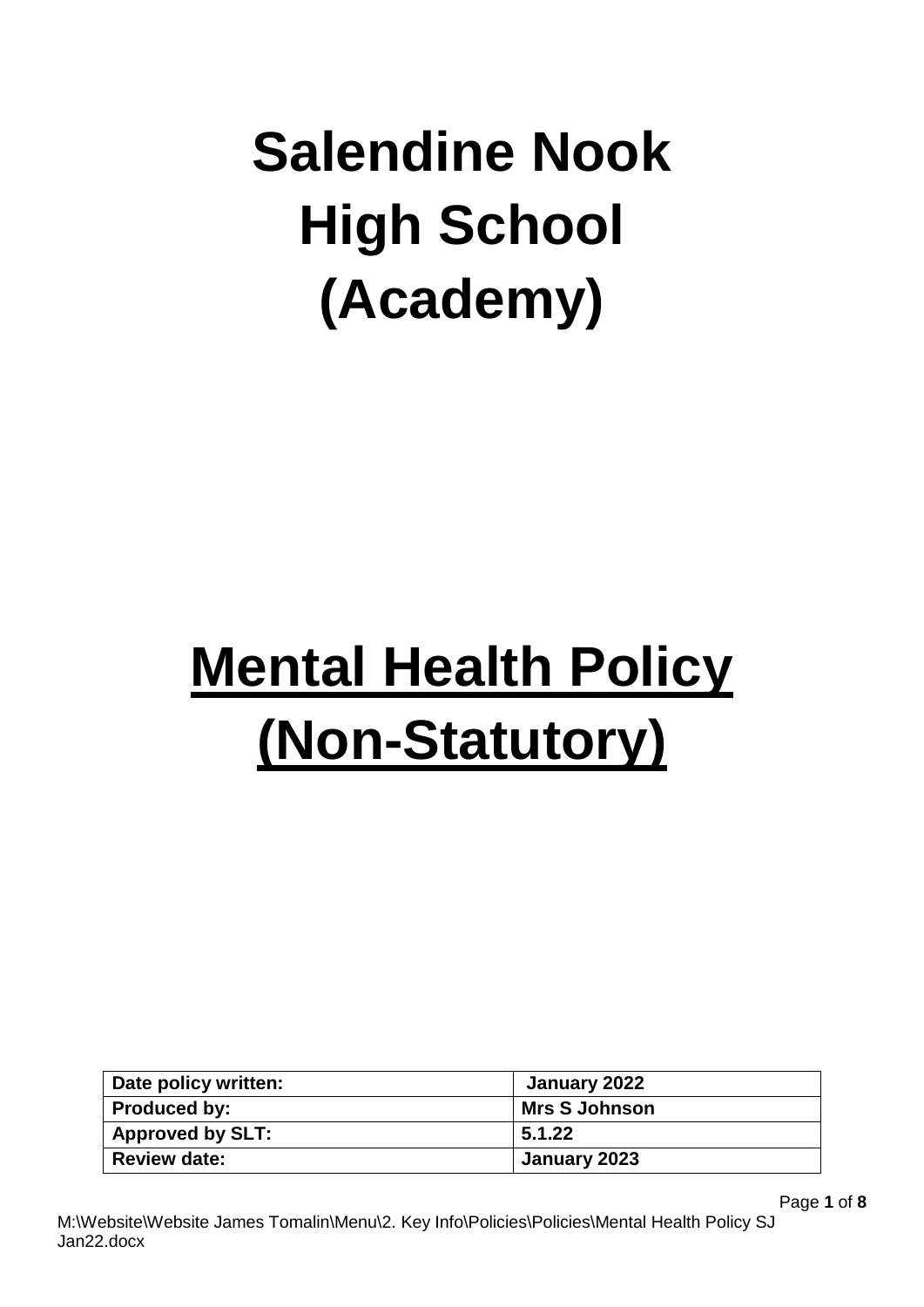# Salendine Nook High School (Academy)

# Mental Health Policy (Non-Statutory)

| Date policy written: | January 2022 |
|---|---|
| Produced by: | Mrs S Johnson |
| Approved by SLT: | 5.1.22 |
| Review date: | January 2023 |

M:\Website\Website James Tomalin\Menu\2. Key Info\Policies\Policies\Mental Health Policy SJ Jan22.docx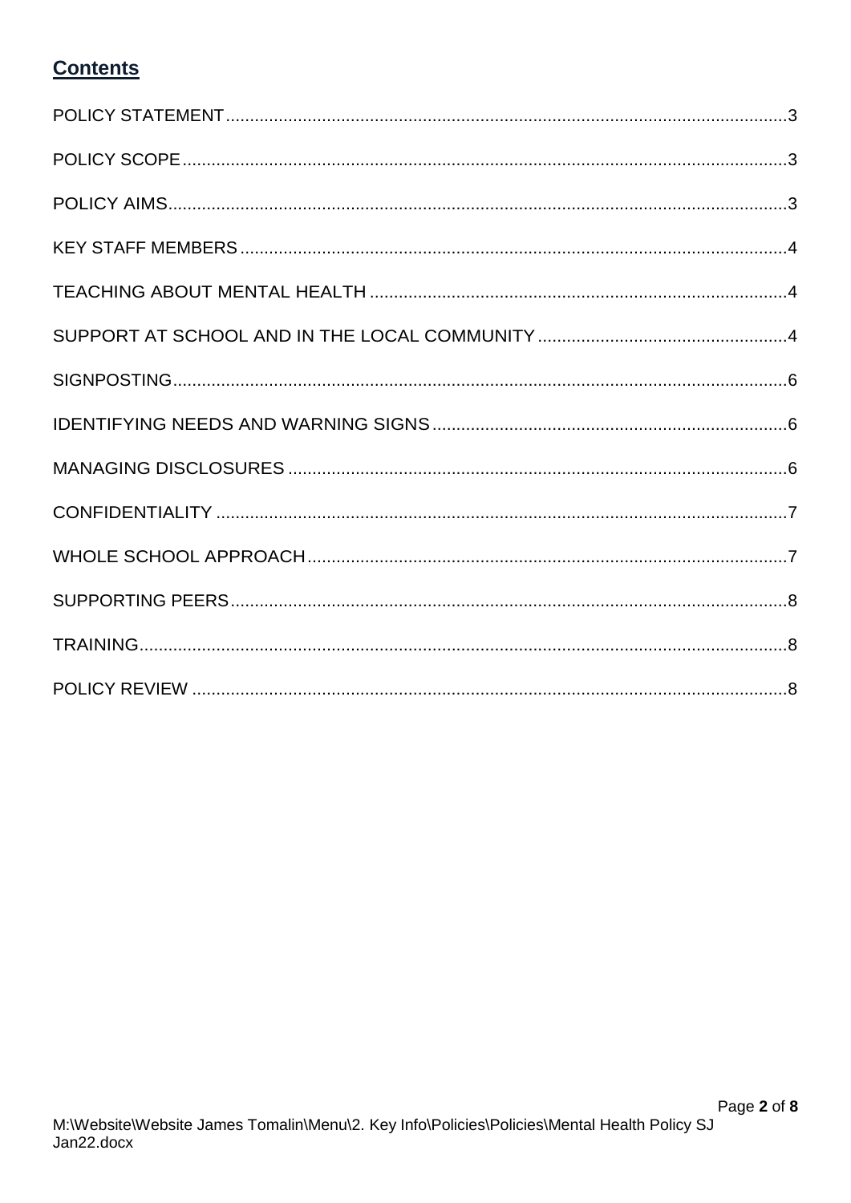## Contents

POLICY STATEMENT....3

POLICY SCOPE....3

POLICY AIMS....3

KEY STAFF MEMBERS....4

TEACHING ABOUT MENTAL HEALTH....4

SUPPORT AT SCHOOL AND IN THE LOCAL COMMUNITY....4

SIGNPOSTING....6

IDENTIFYING NEEDS AND WARNING SIGNS....6

MANAGING DISCLOSURES....6

CONFIDENTIALITY....7

WHOLE SCHOOL APPROACH....7

SUPPORTING PEERS....8

TRAINING....8

POLICY REVIEW....8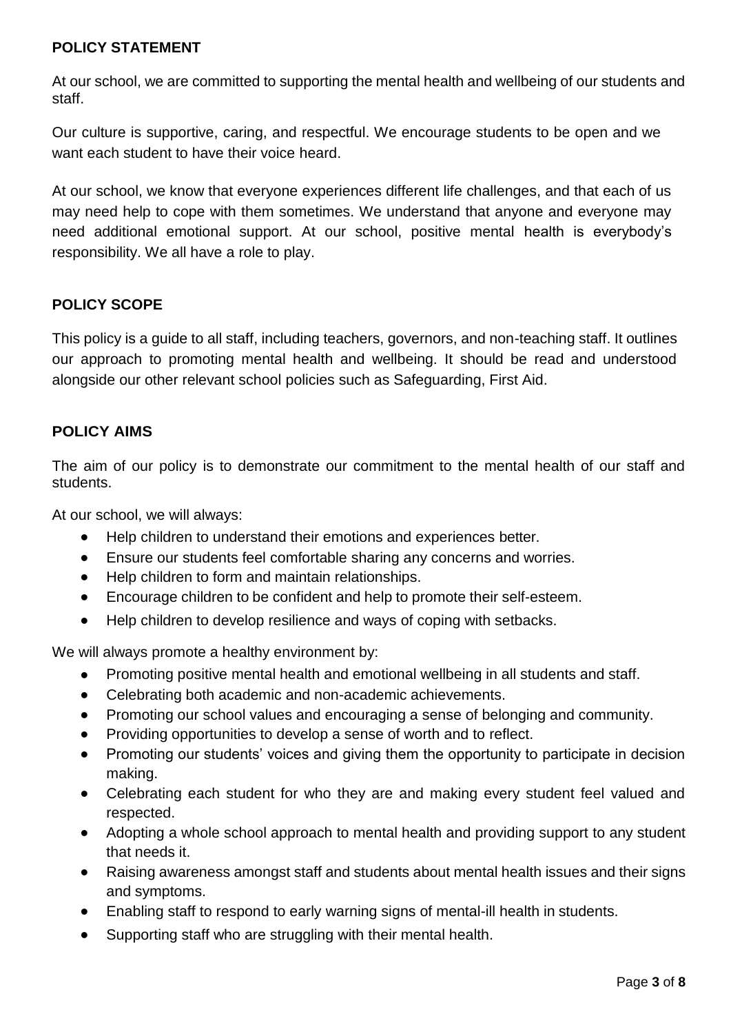## POLICY STATEMENT

At our school, we are committed to supporting the mental health and wellbeing of our students and staff.

Our culture is supportive, caring, and respectful. We encourage students to be open and we want each student to have their voice heard.

At our school, we know that everyone experiences different life challenges, and that each of us may need help to cope with them sometimes. We understand that anyone and everyone may need additional emotional support. At our school, positive mental health is everybody's responsibility. We all have a role to play.

## POLICY SCOPE

This policy is a guide to all staff, including teachers, governors, and non-teaching staff. It outlines our approach to promoting mental health and wellbeing. It should be read and understood alongside our other relevant school policies such as Safeguarding, First Aid.

## POLICY AIMS

The aim of our policy is to demonstrate our commitment to the mental health of our staff and students.

At our school, we will always:

- Help children to understand their emotions and experiences better.
- Ensure our students feel comfortable sharing any concerns and worries.
- Help children to form and maintain relationships.
- Encourage children to be confident and help to promote their self-esteem.
- Help children to develop resilience and ways of coping with setbacks.

We will always promote a healthy environment by:

- Promoting positive mental health and emotional wellbeing in all students and staff.
- Celebrating both academic and non-academic achievements.
- Promoting our school values and encouraging a sense of belonging and community.
- Providing opportunities to develop a sense of worth and to reflect.
- Promoting our students' voices and giving them the opportunity to participate in decision making.
- Celebrating each student for who they are and making every student feel valued and respected.
- Adopting a whole school approach to mental health and providing support to any student that needs it.
- Raising awareness amongst staff and students about mental health issues and their signs and symptoms.
- Enabling staff to respond to early warning signs of mental-ill health in students.
- Supporting staff who are struggling with their mental health.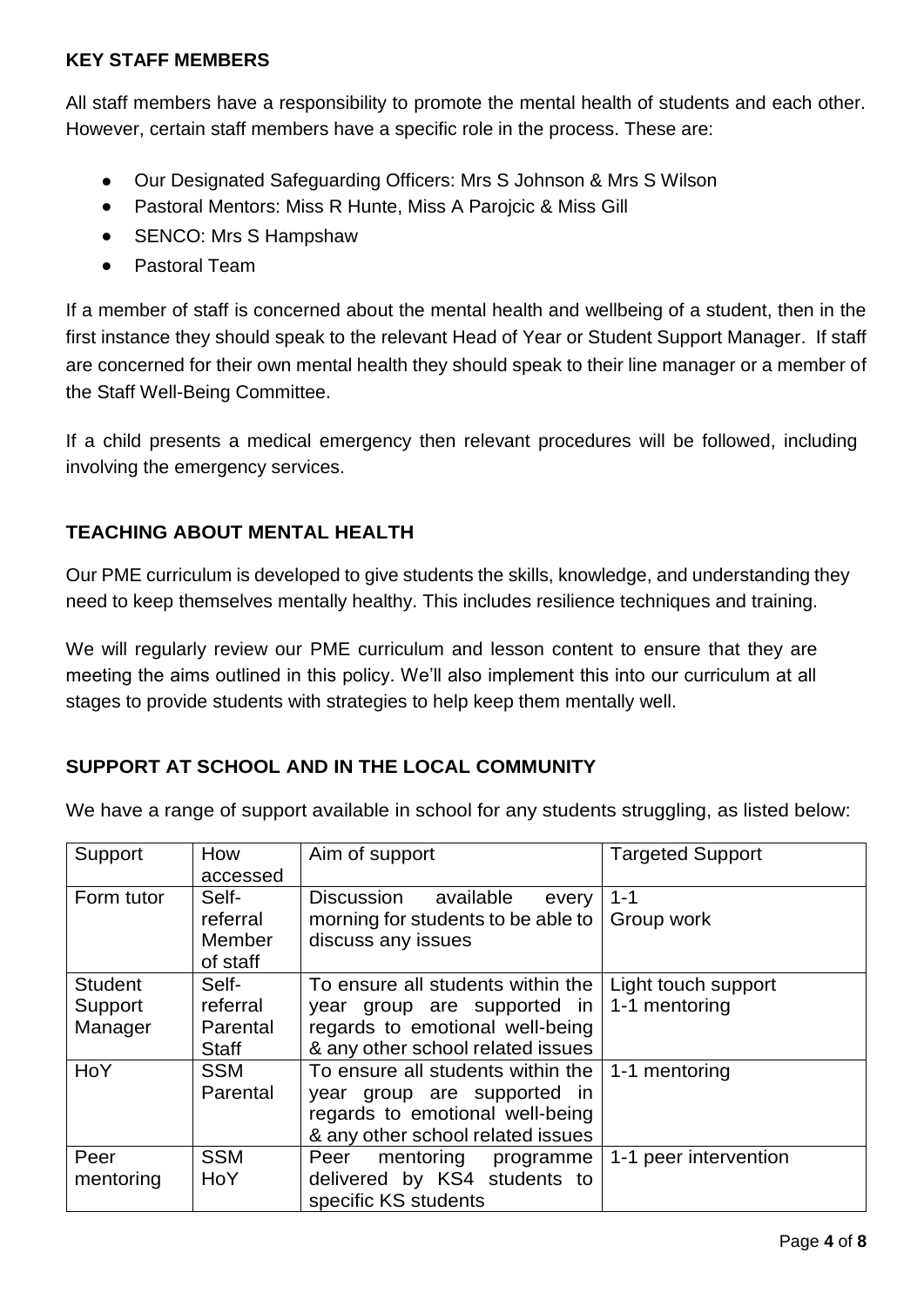## KEY STAFF MEMBERS

All staff members have a responsibility to promote the mental health of students and each other. However, certain staff members have a specific role in the process. These are:

- Our Designated Safeguarding Officers: Mrs S Johnson & Mrs S Wilson
- Pastoral Mentors: Miss R Hunte, Miss A Parojcic & Miss Gill
- SENCO: Mrs S Hampshaw
- Pastoral Team

If a member of staff is concerned about the mental health and wellbeing of a student, then in the first instance they should speak to the relevant Head of Year or Student Support Manager. If staff are concerned for their own mental health they should speak to their line manager or a member of the Staff Well-Being Committee.

If a child presents a medical emergency then relevant procedures will be followed, including involving the emergency services.

## TEACHING ABOUT MENTAL HEALTH

Our PME curriculum is developed to give students the skills, knowledge, and understanding they need to keep themselves mentally healthy. This includes resilience techniques and training.

We will regularly review our PME curriculum and lesson content to ensure that they are meeting the aims outlined in this policy. We'll also implement this into our curriculum at all stages to provide students with strategies to help keep them mentally well.

## SUPPORT AT SCHOOL AND IN THE LOCAL COMMUNITY

We have a range of support available in school for any students struggling, as listed below:

| Support | How accessed | Aim of support | Targeted Support |
|---|---|---|---|
| Form tutor | Self-referral<br>Member of staff | Discussion available every morning for students to be able to discuss any issues | 1-1<br>Group work |
| Student Support Manager | Self-referral<br>Parental<br>Staff | To ensure all students within the year group are supported in regards to emotional well-being & any other school related issues | Light touch support<br>1-1 mentoring |
| HoY | SSM<br>Parental | To ensure all students within the year group are supported in regards to emotional well-being & any other school related issues | 1-1 mentoring |
| Peer mentoring | SSM<br>HoY | Peer mentoring programme delivered by KS4 students to specific KS students | 1-1 peer intervention |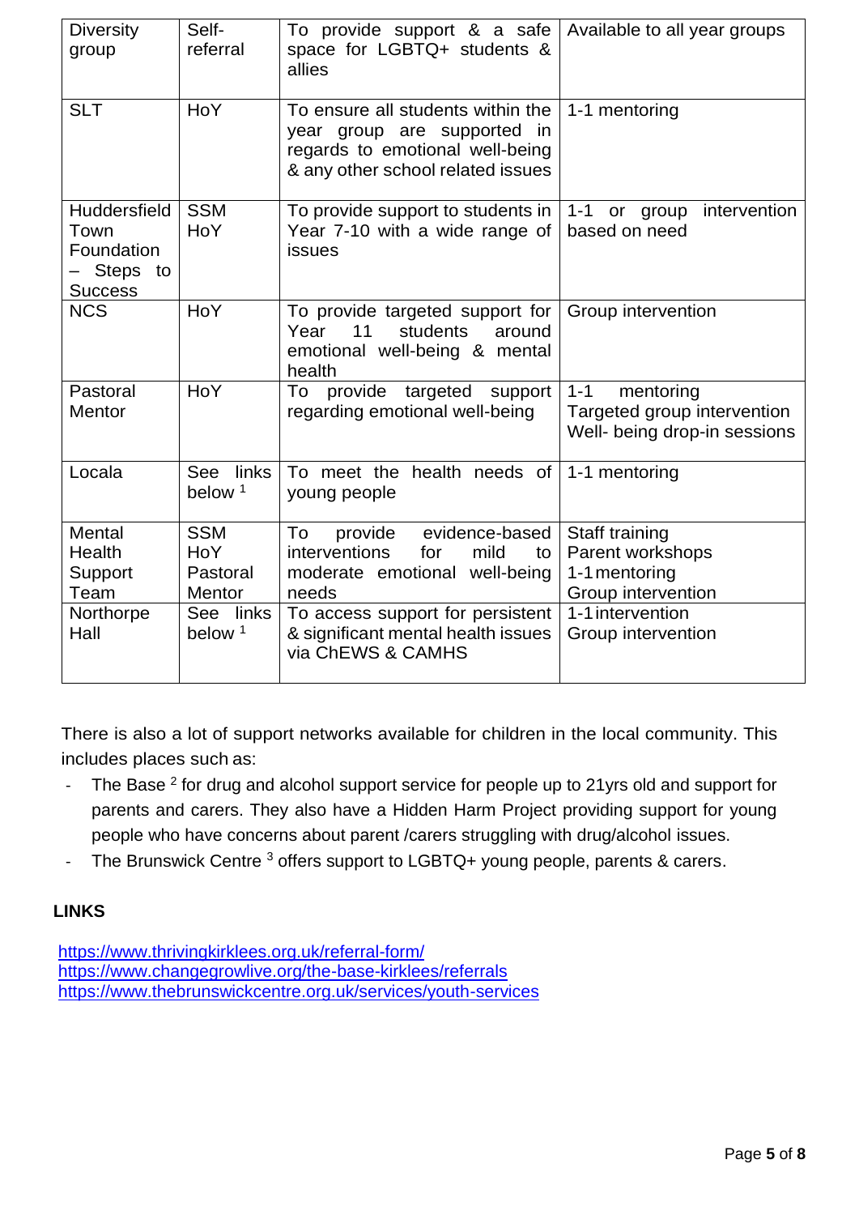| Diversity group | Self-referral | To provide support & a safe space for LGBTQ+ students & allies | Available to all year groups |
|---|---|---|---|
| SLT | HoY | To ensure all students within the year group are supported in regards to emotional well-being & any other school related issues | 1-1 mentoring |
| Huddersfield Town Foundation – Steps to Success | SSM<br>HoY | To provide support to students in Year 7-10 with a wide range of issues | 1-1 or group intervention based on need |
| NCS | HoY | To provide targeted support for Year 11 students around emotional well-being & mental health | Group intervention |
| Pastoral Mentor | HoY | To provide targeted support regarding emotional well-being | 1-1 mentoring<br>Targeted group intervention<br>Well- being drop-in sessions |
| Locala | See links below [1] | To meet the health needs of young people | 1-1 mentoring |
| Mental Health Support Team | SSM<br>HoY<br>Pastoral Mentor | To provide evidence-based interventions for mild to moderate emotional well-being needs | Staff training<br>Parent workshops<br>1-1 mentoring<br>Group intervention |
| Northorpe Hall | See links below [1] | To access support for persistent & significant mental health issues via ChEWS & CAMHS | 1-1 intervention<br>Group intervention |

There is also a lot of support networks available for children in the local community. This includes places such as:

- The Base [2] for drug and alcohol support service for people up to 21yrs old and support for parents and carers. They also have a Hidden Harm Project providing support for young people who have concerns about parent /carers struggling with drug/alcohol issues.
- The Brunswick Centre [3] offers support to LGBTQ+ young people, parents & carers.

**LINKS**

https://www.thrivingkirklees.org.uk/referral-form/
https://www.changegrowlive.org/the-base-kirklees/referrals
https://www.thebrunswickcentre.org.uk/services/youth-services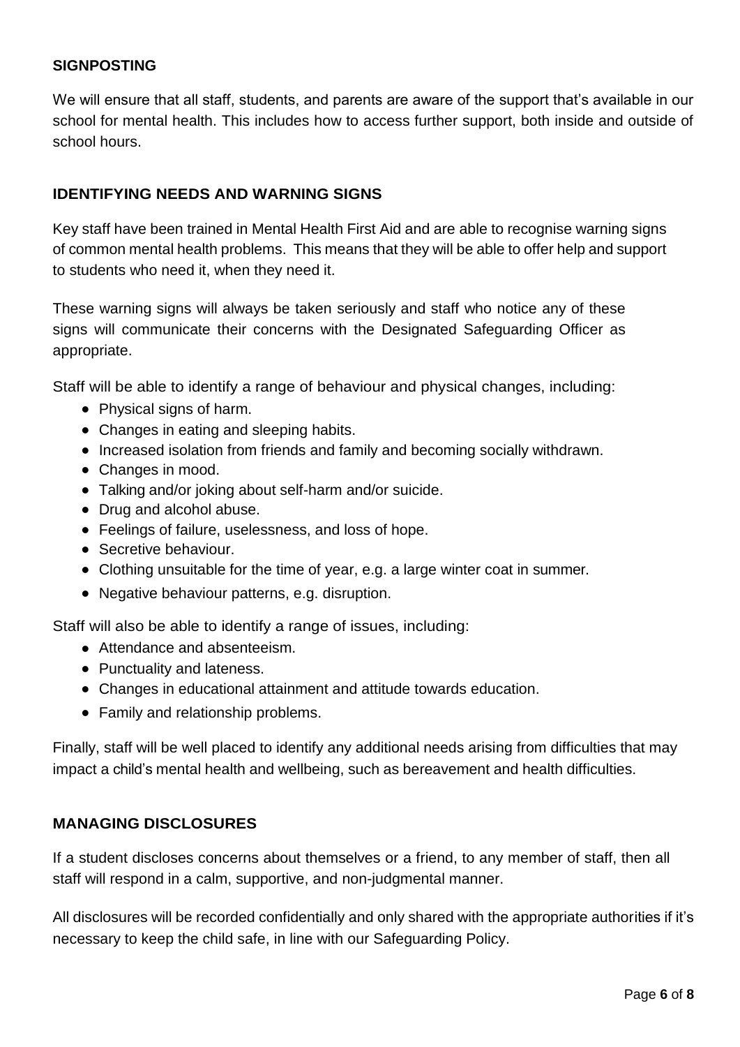## SIGNPOSTING

We will ensure that all staff, students, and parents are aware of the support that's available in our school for mental health. This includes how to access further support, both inside and outside of school hours.

## IDENTIFYING NEEDS AND WARNING SIGNS

Key staff have been trained in Mental Health First Aid and are able to recognise warning signs of common mental health problems. This means that they will be able to offer help and support to students who need it, when they need it.

These warning signs will always be taken seriously and staff who notice any of these signs will communicate their concerns with the Designated Safeguarding Officer as appropriate.

Staff will be able to identify a range of behaviour and physical changes, including:

- Physical signs of harm.
- Changes in eating and sleeping habits.
- Increased isolation from friends and family and becoming socially withdrawn.
- Changes in mood.
- Talking and/or joking about self-harm and/or suicide.
- Drug and alcohol abuse.
- Feelings of failure, uselessness, and loss of hope.
- Secretive behaviour.
- Clothing unsuitable for the time of year, e.g. a large winter coat in summer.
- Negative behaviour patterns, e.g. disruption.

Staff will also be able to identify a range of issues, including:

- Attendance and absenteeism.
- Punctuality and lateness.
- Changes in educational attainment and attitude towards education.
- Family and relationship problems.

Finally, staff will be well placed to identify any additional needs arising from difficulties that may impact a child's mental health and wellbeing, such as bereavement and health difficulties.

## MANAGING DISCLOSURES

If a student discloses concerns about themselves or a friend, to any member of staff, then all staff will respond in a calm, supportive, and non-judgmental manner.

All disclosures will be recorded confidentially and only shared with the appropriate authorities if it's necessary to keep the child safe, in line with our Safeguarding Policy.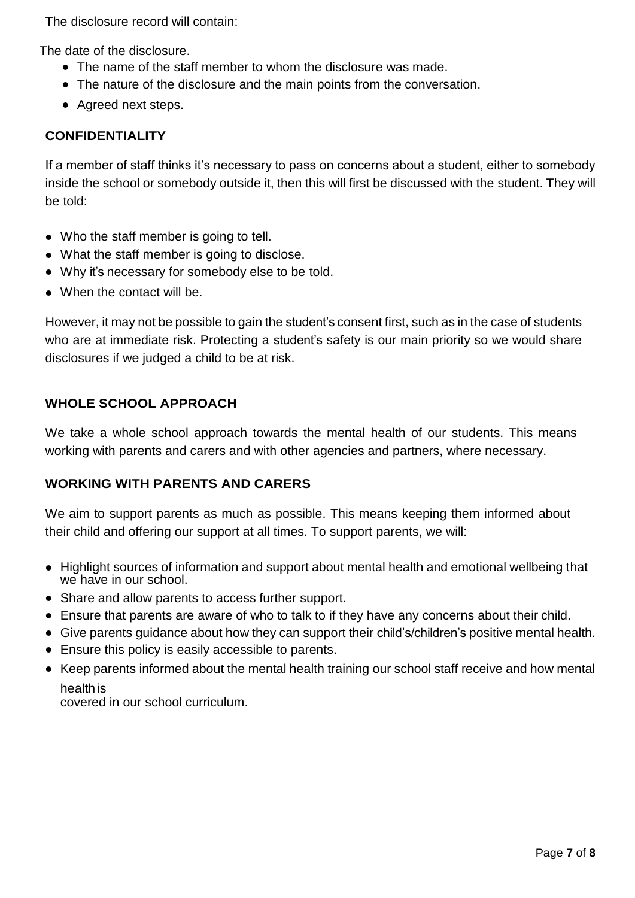The disclosure record will contain:

The date of the disclosure.

- The name of the staff member to whom the disclosure was made.
- The nature of the disclosure and the main points from the conversation.
- Agreed next steps.

## CONFIDENTIALITY

If a member of staff thinks it's necessary to pass on concerns about a student, either to somebody inside the school or somebody outside it, then this will first be discussed with the student. They will be told:

- Who the staff member is going to tell.
- What the staff member is going to disclose.
- Why it's necessary for somebody else to be told.
- When the contact will be.

However, it may not be possible to gain the student's consent first, such as in the case of students who are at immediate risk. Protecting a student's safety is our main priority so we would share disclosures if we judged a child to be at risk.

## WHOLE SCHOOL APPROACH

We take a whole school approach towards the mental health of our students. This means working with parents and carers and with other agencies and partners, where necessary.

## WORKING WITH PARENTS AND CARERS

We aim to support parents as much as possible. This means keeping them informed about their child and offering our support at all times. To support parents, we will:

- Highlight sources of information and support about mental health and emotional wellbeing that we have in our school.
- Share and allow parents to access further support.
- Ensure that parents are aware of who to talk to if they have any concerns about their child.
- Give parents guidance about how they can support their child's/children's positive mental health.
- Ensure this policy is easily accessible to parents.
- Keep parents informed about the mental health training our school staff receive and how mental health is covered in our school curriculum.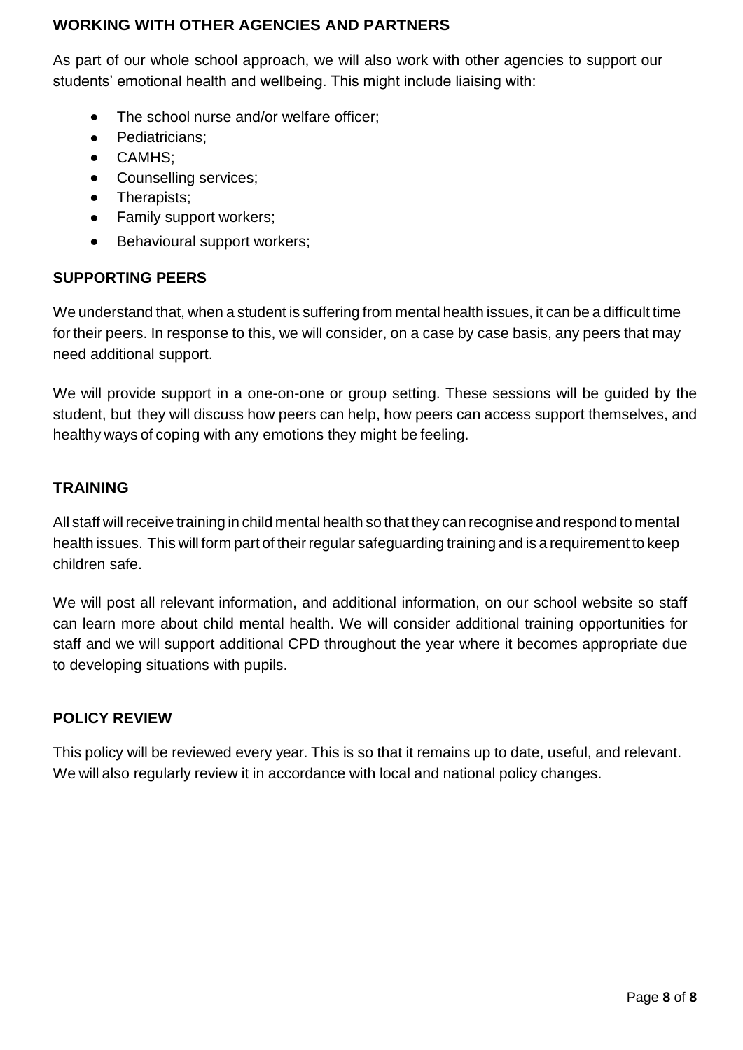## WORKING WITH OTHER AGENCIES AND PARTNERS

As part of our whole school approach, we will also work with other agencies to support our students' emotional health and wellbeing. This might include liaising with:

- The school nurse and/or welfare officer;
- Pediatricians;
- CAMHS;
- Counselling services;
- Therapists;
- Family support workers;
- Behavioural support workers;

## SUPPORTING PEERS

We understand that, when a student is suffering from mental health issues, it can be a difficult time for their peers. In response to this, we will consider, on a case by case basis, any peers that may need additional support.

We will provide support in a one-on-one or group setting. These sessions will be guided by the student, but they will discuss how peers can help, how peers can access support themselves, and healthy ways of coping with any emotions they might be feeling.

## TRAINING

All staff will receive training in child mental health so that they can recognise and respond to mental health issues. This will form part of their regular safeguarding training and is a requirement to keep children safe.

We will post all relevant information, and additional information, on our school website so staff can learn more about child mental health. We will consider additional training opportunities for staff and we will support additional CPD throughout the year where it becomes appropriate due to developing situations with pupils.

## POLICY REVIEW

This policy will be reviewed every year. This is so that it remains up to date, useful, and relevant. We will also regularly review it in accordance with local and national policy changes.